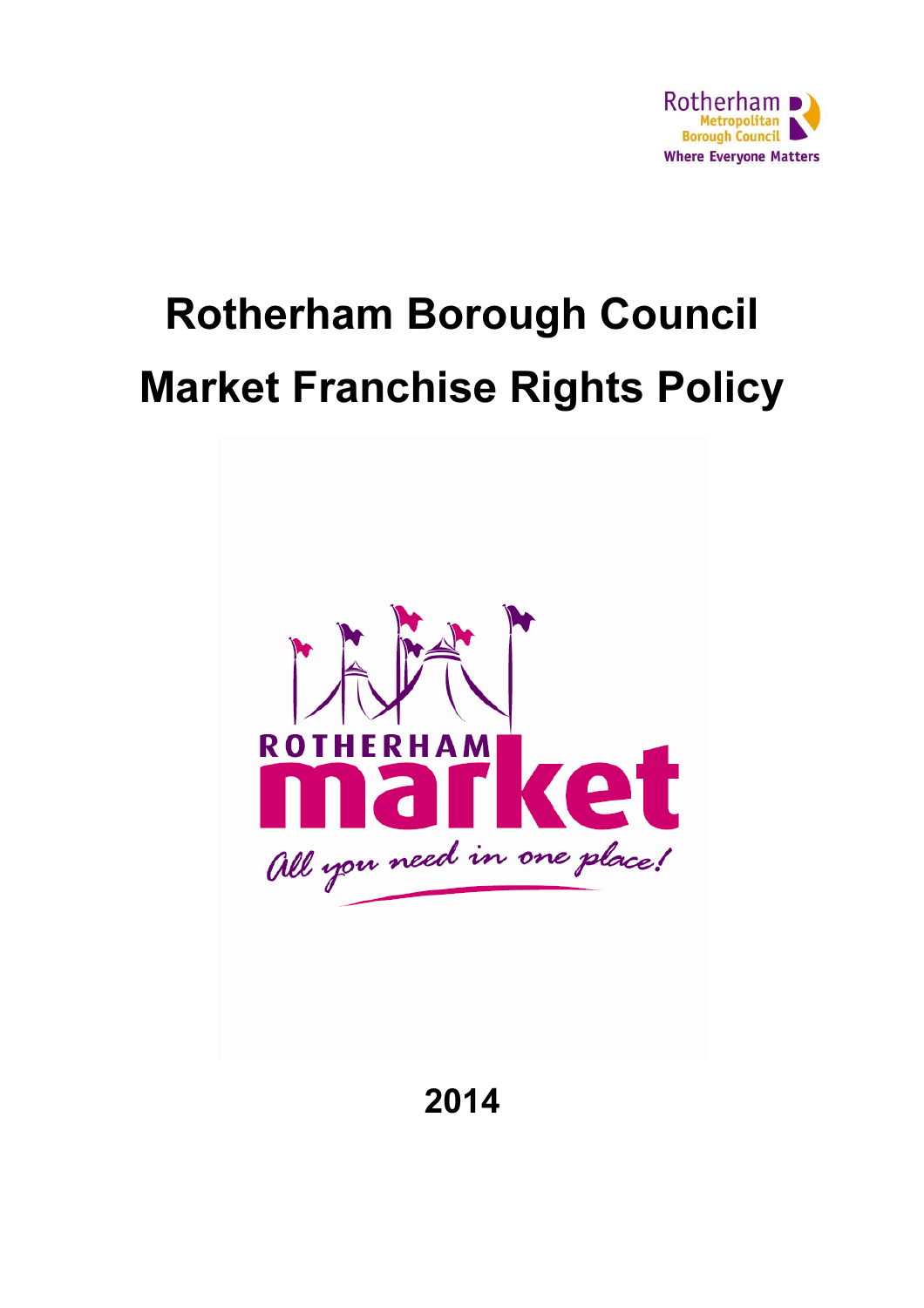# Rotherham Borough Council

# Market Franchise Rights Policy

2014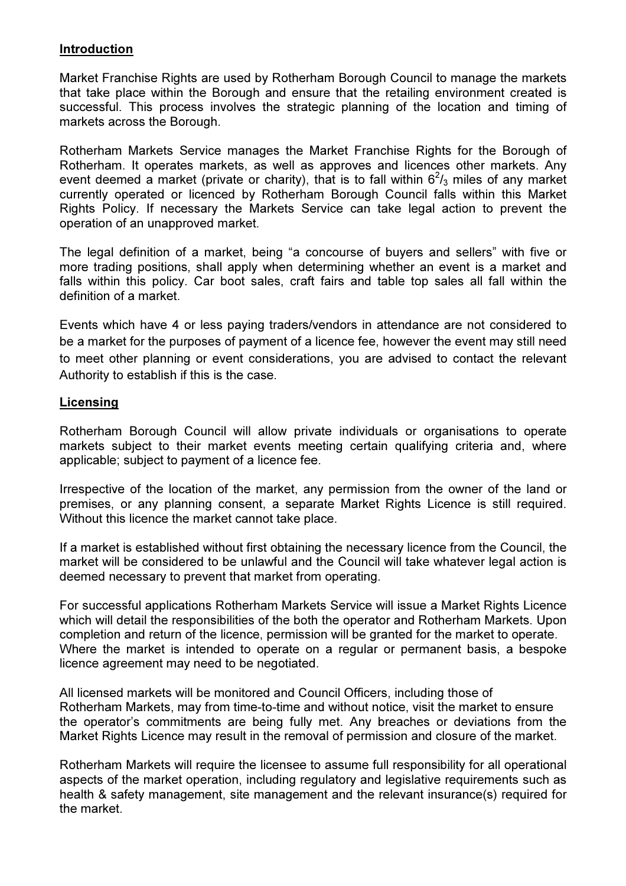## Introduction

Market Franchise Rights are used by Rotherham Borough Council to manage the markets that take place within the Borough and ensure that the retailing environment created is successful. This process involves the strategic planning of the location and timing of markets across the Borough.

Rotherham Markets Service manages the Market Franchise Rights for the Borough of Rotherham. It operates markets, as well as approves and licences other markets. Any event deemed a market (private or charity), that is to fall within $6^2/_3$ miles of any market currently operated or licenced by Rotherham Borough Council falls within this Market Rights Policy. If necessary the Markets Service can take legal action to prevent the operation of an unapproved market.

The legal definition of a market, being "a concourse of buyers and sellers" with five or more trading positions, shall apply when determining whether an event is a market and falls within this policy. Car boot sales, craft fairs and table top sales all fall within the definition of a market.

Events which have 4 or less paying traders/vendors in attendance are not considered to be a market for the purposes of payment of a licence fee, however the event may still need to meet other planning or event considerations, you are advised to contact the relevant Authority to establish if this is the case.

## Licensing

Rotherham Borough Council will allow private individuals or organisations to operate markets subject to their market events meeting certain qualifying criteria and, where applicable; subject to payment of a licence fee.

Irrespective of the location of the market, any permission from the owner of the land or premises, or any planning consent, a separate Market Rights Licence is still required. Without this licence the market cannot take place.

If a market is established without first obtaining the necessary licence from the Council, the market will be considered to be unlawful and the Council will take whatever legal action is deemed necessary to prevent that market from operating.

For successful applications Rotherham Markets Service will issue a Market Rights Licence which will detail the responsibilities of the both the operator and Rotherham Markets. Upon completion and return of the licence, permission will be granted for the market to operate. Where the market is intended to operate on a regular or permanent basis, a bespoke licence agreement may need to be negotiated.

All licensed markets will be monitored and Council Officers, including those of Rotherham Markets, may from time-to-time and without notice, visit the market to ensure the operator's commitments are being fully met. Any breaches or deviations from the Market Rights Licence may result in the removal of permission and closure of the market.

Rotherham Markets will require the licensee to assume full responsibility for all operational aspects of the market operation, including regulatory and legislative requirements such as health & safety management, site management and the relevant insurance(s) required for the market.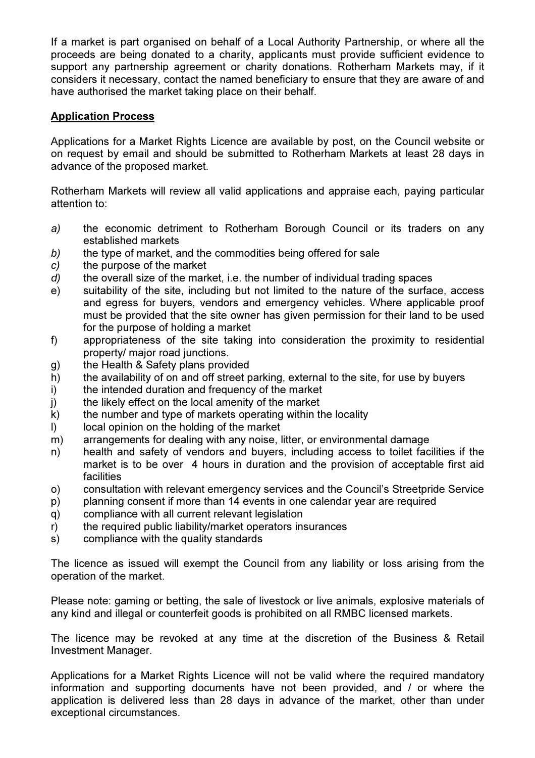If a market is part organised on behalf of a Local Authority Partnership, or where all the proceeds are being donated to a charity, applicants must provide sufficient evidence to support any partnership agreement or charity donations. Rotherham Markets may, if it considers it necessary, contact the named beneficiary to ensure that they are aware of and have authorised the market taking place on their behalf.

## Application Process

Applications for a Market Rights Licence are available by post, on the Council website or on request by email and should be submitted to Rotherham Markets at least 28 days in advance of the proposed market.

Rotherham Markets will review all valid applications and appraise each, paying particular attention to:

- *a)* the economic detriment to Rotherham Borough Council or its traders on any established markets
- *b)* the type of market, and the commodities being offered for sale
- *c)* the purpose of the market
- *d)* the overall size of the market, i.e. the number of individual trading spaces
- e) suitability of the site, including but not limited to the nature of the surface, access and egress for buyers, vendors and emergency vehicles. Where applicable proof must be provided that the site owner has given permission for their land to be used for the purpose of holding a market
- f) appropriateness of the site taking into consideration the proximity to residential property/ major road junctions.
- g) the Health & Safety plans provided
- h) the availability of on and off street parking, external to the site, for use by buyers
- i) the intended duration and frequency of the market
- j) the likely effect on the local amenity of the market
- k) the number and type of markets operating within the locality
- l) local opinion on the holding of the market
- m) arrangements for dealing with any noise, litter, or environmental damage
- n) health and safety of vendors and buyers, including access to toilet facilities if the market is to be over 4 hours in duration and the provision of acceptable first aid facilities
- o) consultation with relevant emergency services and the Council's Streetpride Service
- p) planning consent if more than 14 events in one calendar year are required
- q) compliance with all current relevant legislation
- r) the required public liability/market operators insurances
- s) compliance with the quality standards

The licence as issued will exempt the Council from any liability or loss arising from the operation of the market.

Please note: gaming or betting, the sale of livestock or live animals, explosive materials of any kind and illegal or counterfeit goods is prohibited on all RMBC licensed markets.

The licence may be revoked at any time at the discretion of the Business & Retail Investment Manager.

Applications for a Market Rights Licence will not be valid where the required mandatory information and supporting documents have not been provided, and / or where the application is delivered less than 28 days in advance of the market, other than under exceptional circumstances.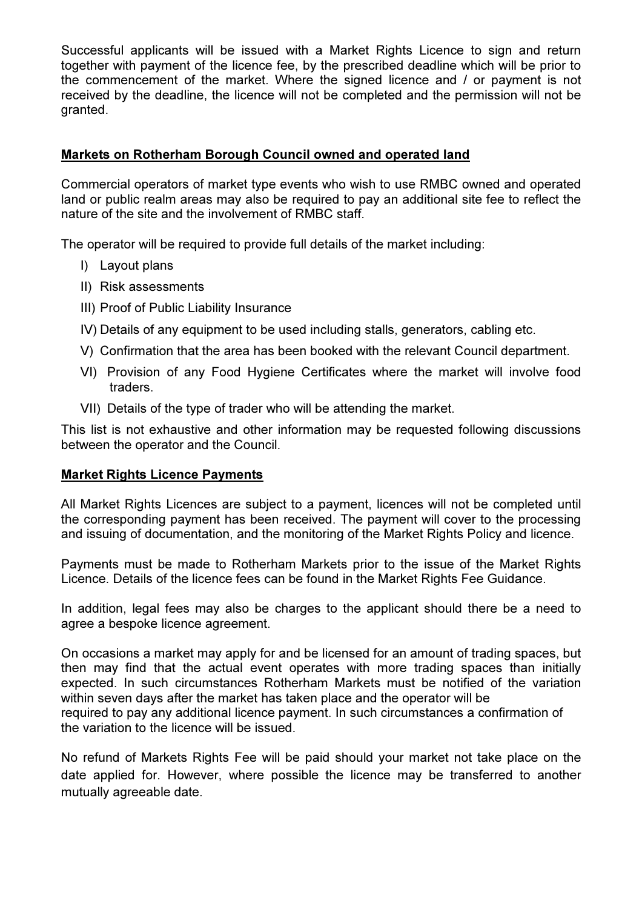Successful applicants will be issued with a Market Rights Licence to sign and return together with payment of the licence fee, by the prescribed deadline which will be prior to the commencement of the market. Where the signed licence and / or payment is not received by the deadline, the licence will not be completed and the permission will not be granted.

## Markets on Rotherham Borough Council owned and operated land

Commercial operators of market type events who wish to use RMBC owned and operated land or public realm areas may also be required to pay an additional site fee to reflect the nature of the site and the involvement of RMBC staff.

The operator will be required to provide full details of the market including:

- I) Layout plans
- II) Risk assessments
- III) Proof of Public Liability Insurance
- IV) Details of any equipment to be used including stalls, generators, cabling etc.
- V) Confirmation that the area has been booked with the relevant Council department.
- VI) Provision of any Food Hygiene Certificates where the market will involve food traders.
- VII) Details of the type of trader who will be attending the market.

This list is not exhaustive and other information may be requested following discussions between the operator and the Council.

## Market Rights Licence Payments

All Market Rights Licences are subject to a payment, licences will not be completed until the corresponding payment has been received. The payment will cover to the processing and issuing of documentation, and the monitoring of the Market Rights Policy and licence.

Payments must be made to Rotherham Markets prior to the issue of the Market Rights Licence. Details of the licence fees can be found in the Market Rights Fee Guidance.

In addition, legal fees may also be charges to the applicant should there be a need to agree a bespoke licence agreement.

On occasions a market may apply for and be licensed for an amount of trading spaces, but then may find that the actual event operates with more trading spaces than initially expected. In such circumstances Rotherham Markets must be notified of the variation within seven days after the market has taken place and the operator will be required to pay any additional licence payment. In such circumstances a confirmation of the variation to the licence will be issued.

No refund of Markets Rights Fee will be paid should your market not take place on the date applied for. However, where possible the licence may be transferred to another mutually agreeable date.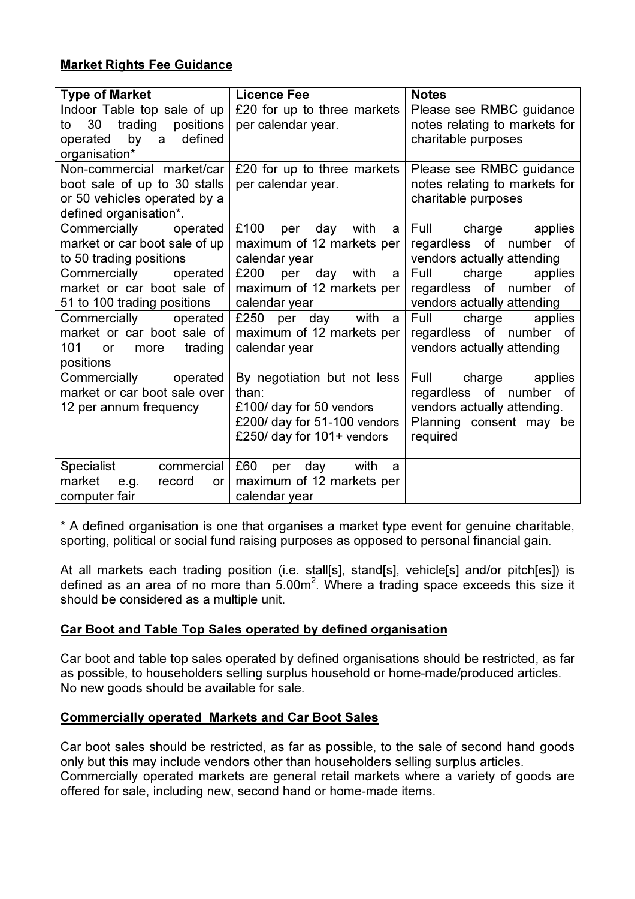## Market Rights Fee Guidance

| Type of Market | Licence Fee | Notes |
|---|---|---|
| Indoor Table top sale of up to 30 trading positions operated by a defined organisation* | £20 for up to three markets per calendar year. | Please see RMBC guidance notes relating to markets for charitable purposes |
| Non-commercial market/car boot sale of up to 30 stalls or 50 vehicles operated by a defined organisation*. | £20 for up to three markets per calendar year. | Please see RMBC guidance notes relating to markets for charitable purposes |
| Commercially operated market or car boot sale of up to 50 trading positions | £100 per day with a maximum of 12 markets per calendar year | Full charge applies regardless of number of vendors actually attending |
| Commercially operated market or car boot sale of 51 to 100 trading positions | £200 per day with a maximum of 12 markets per calendar year | Full charge applies regardless of number of vendors actually attending |
| Commercially operated market or car boot sale of 101 or more trading positions | £250 per day with a maximum of 12 markets per calendar year | Full charge applies regardless of number of vendors actually attending |
| Commercially operated market or car boot sale over 12 per annum frequency | By negotiation but not less than:<br>£100/ day for 50 vendors<br>£200/ day for 51-100 vendors<br>£250/ day for 101+ vendors | Full charge applies regardless of number of vendors actually attending.<br>Planning consent may be required |
| Specialist commercial market e.g. record or computer fair | £60 per day with a maximum of 12 markets per calendar year | |

* A defined organisation is one that organises a market type event for genuine charitable, sporting, political or social fund raising purposes as opposed to personal financial gain.

At all markets each trading position (i.e. stall[s], stand[s], vehicle[s] and/or pitch[es]) is defined as an area of no more than $5.00m^2$. Where a trading space exceeds this size it should be considered as a multiple unit.

### Car Boot and Table Top Sales operated by defined organisation

Car boot and table top sales operated by defined organisations should be restricted, as far as possible, to householders selling surplus household or home-made/produced articles. No new goods should be available for sale.

### Commercially operated Markets and Car Boot Sales

Car boot sales should be restricted, as far as possible, to the sale of second hand goods only but this may include vendors other than householders selling surplus articles. Commercially operated markets are general retail markets where a variety of goods are offered for sale, including new, second hand or home-made items.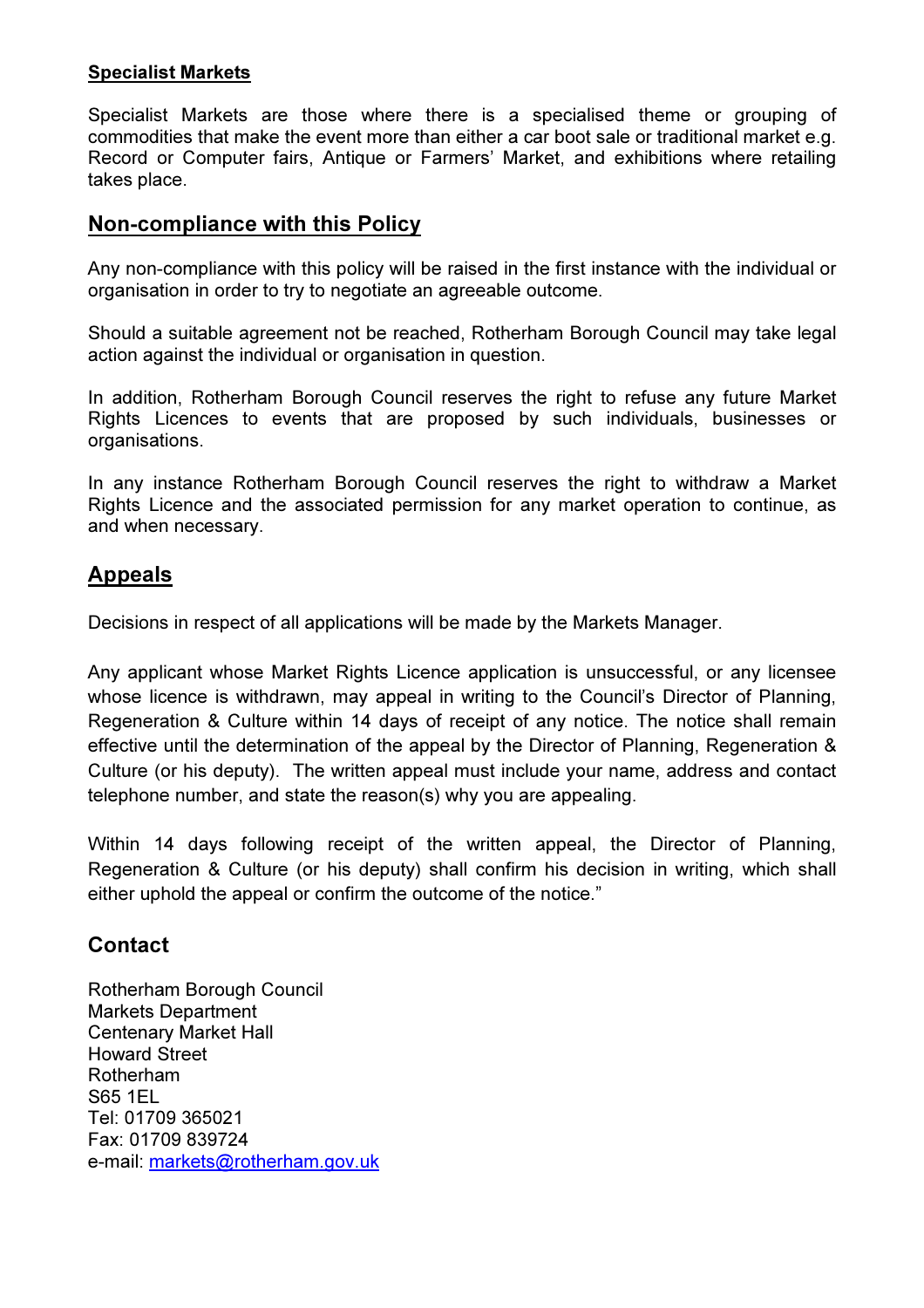**Specialist Markets**

Specialist Markets are those where there is a specialised theme or grouping of commodities that make the event more than either a car boot sale or traditional market e.g. Record or Computer fairs, Antique or Farmers' Market, and exhibitions where retailing takes place.

## Non-compliance with this Policy

Any non-compliance with this policy will be raised in the first instance with the individual or organisation in order to try to negotiate an agreeable outcome.

Should a suitable agreement not be reached, Rotherham Borough Council may take legal action against the individual or organisation in question.

In addition, Rotherham Borough Council reserves the right to refuse any future Market Rights Licences to events that are proposed by such individuals, businesses or organisations.

In any instance Rotherham Borough Council reserves the right to withdraw a Market Rights Licence and the associated permission for any market operation to continue, as and when necessary.

## Appeals

Decisions in respect of all applications will be made by the Markets Manager.

Any applicant whose Market Rights Licence application is unsuccessful, or any licensee whose licence is withdrawn, may appeal in writing to the Council's Director of Planning, Regeneration & Culture within 14 days of receipt of any notice. The notice shall remain effective until the determination of the appeal by the Director of Planning, Regeneration & Culture (or his deputy). The written appeal must include your name, address and contact telephone number, and state the reason(s) why you are appealing.

Within 14 days following receipt of the written appeal, the Director of Planning, Regeneration & Culture (or his deputy) shall confirm his decision in writing, which shall either uphold the appeal or confirm the outcome of the notice."

## Contact

Rotherham Borough Council
Markets Department
Centenary Market Hall
Howard Street
Rotherham
S65 1EL
Tel: 01709 365021
Fax: 01709 839724
e-mail: markets@rotherham.gov.uk